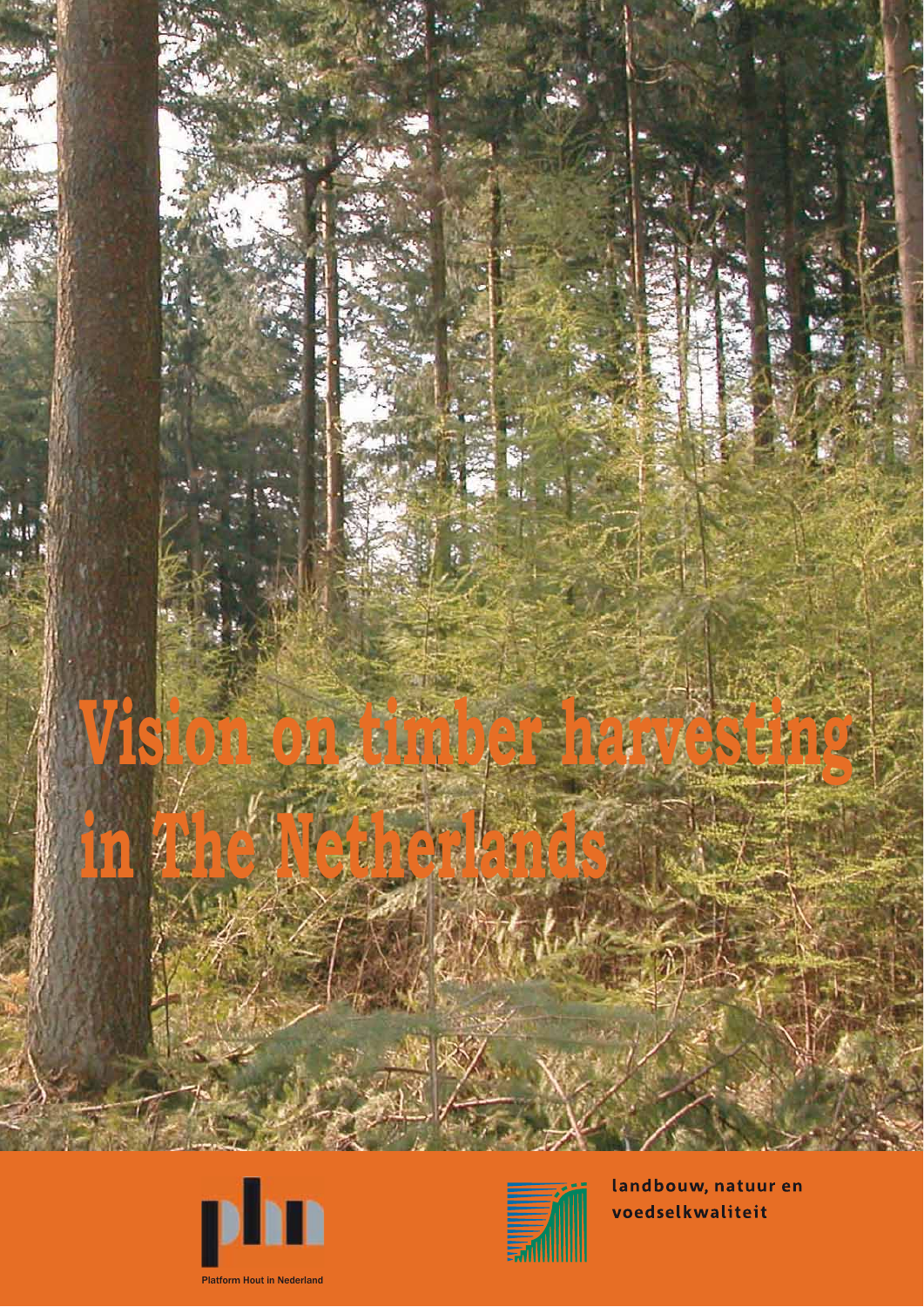# Vision on timber harvesting in The Netherlands

Platform Hout in Nederland

landbouw, natuur en voedselkwaliteit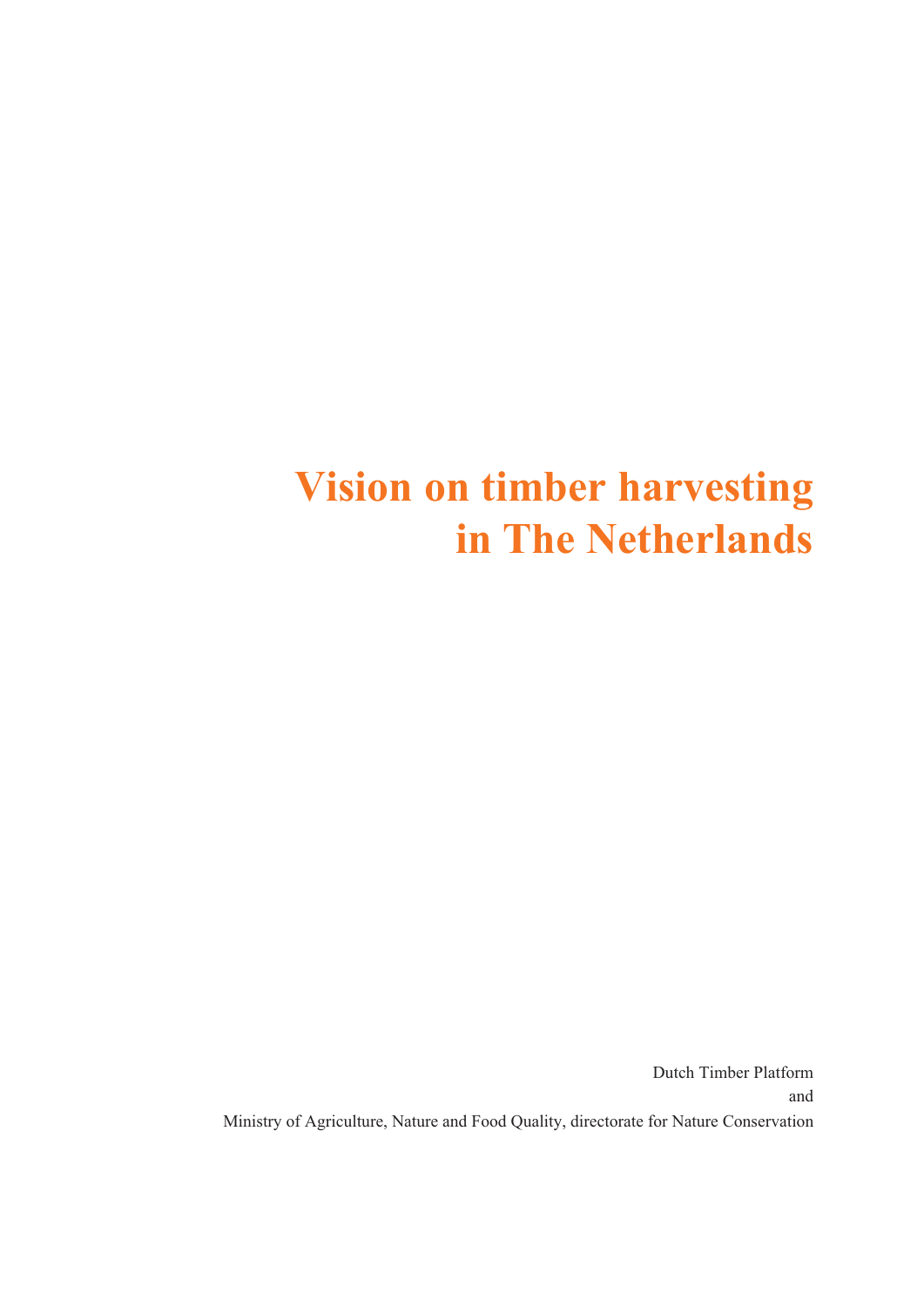# Vision on timber harvesting in The Netherlands

Dutch Timber Platform

and

Ministry of Agriculture, Nature and Food Quality, directorate for Nature Conservation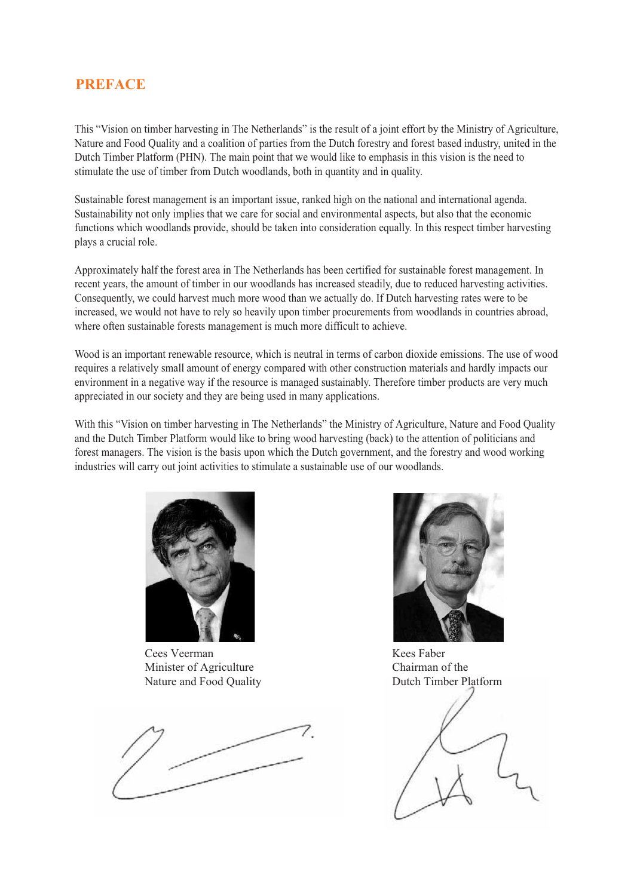# PREFACE

This "Vision on timber harvesting in The Netherlands" is the result of a joint effort by the Ministry of Agriculture, Nature and Food Quality and a coalition of parties from the Dutch forestry and forest based industry, united in the Dutch Timber Platform (PHN). The main point that we would like to emphasis in this vision is the need to stimulate the use of timber from Dutch woodlands, both in quantity and in quality.

Sustainable forest management is an important issue, ranked high on the national and international agenda. Sustainability not only implies that we care for social and environmental aspects, but also that the economic functions which woodlands provide, should be taken into consideration equally. In this respect timber harvesting plays a crucial role.

Approximately half the forest area in The Netherlands has been certified for sustainable forest management. In recent years, the amount of timber in our woodlands has increased steadily, due to reduced harvesting activities. Consequently, we could harvest much more wood than we actually do. If Dutch harvesting rates were to be increased, we would not have to rely so heavily upon timber procurements from woodlands in countries abroad, where often sustainable forests management is much more difficult to achieve.

Wood is an important renewable resource, which is neutral in terms of carbon dioxide emissions. The use of wood requires a relatively small amount of energy compared with other construction materials and hardly impacts our environment in a negative way if the resource is managed sustainably. Therefore timber products are very much appreciated in our society and they are being used in many applications.

With this "Vision on timber harvesting in The Netherlands" the Ministry of Agriculture, Nature and Food Quality and the Dutch Timber Platform would like to bring wood harvesting (back) to the attention of politicians and forest managers. The vision is the basis upon which the Dutch government, and the forestry and wood working industries will carry out joint activities to stimulate a sustainable use of our woodlands.

Cees Veerman
Minister of Agriculture
Nature and Food Quality

Kees Faber
Chairman of the
Dutch Timber Platform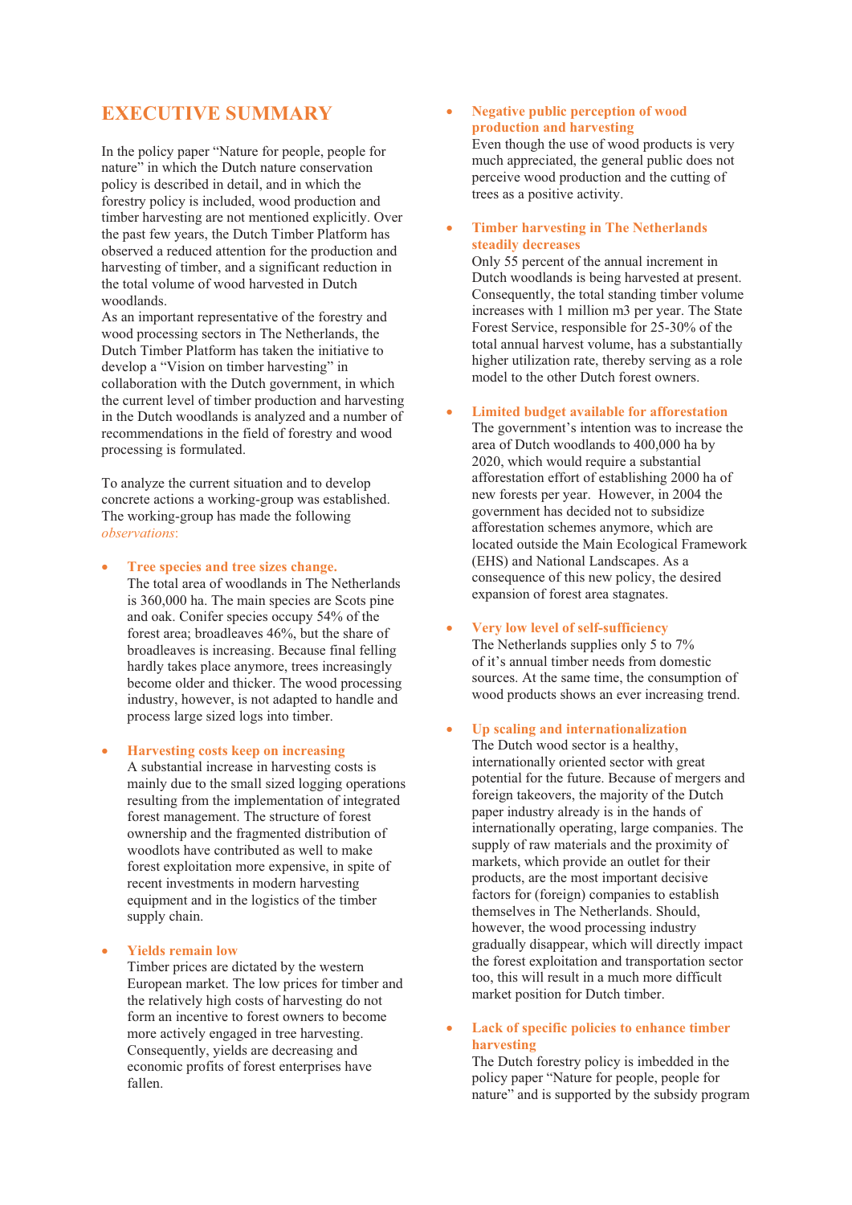# EXECUTIVE SUMMARY

In the policy paper "Nature for people, people for nature" in which the Dutch nature conservation policy is described in detail, and in which the forestry policy is included, wood production and timber harvesting are not mentioned explicitly. Over the past few years, the Dutch Timber Platform has observed a reduced attention for the production and harvesting of timber, and a significant reduction in the total volume of wood harvested in Dutch woodlands.

As an important representative of the forestry and wood processing sectors in The Netherlands, the Dutch Timber Platform has taken the initiative to develop a "Vision on timber harvesting" in collaboration with the Dutch government, in which the current level of timber production and harvesting in the Dutch woodlands is analyzed and a number of recommendations in the field of forestry and wood processing is formulated.

To analyze the current situation and to develop concrete actions a working-group was established. The working-group has made the following *observations*:

- **Tree species and tree sizes change.**
  The total area of woodlands in The Netherlands is 360,000 ha. The main species are Scots pine and oak. Conifer species occupy 54% of the forest area; broadleaves 46%, but the share of broadleaves is increasing. Because final felling hardly takes place anymore, trees increasingly become older and thicker. The wood processing industry, however, is not adapted to handle and process large sized logs into timber.

- **Harvesting costs keep on increasing**
  A substantial increase in harvesting costs is mainly due to the small sized logging operations resulting from the implementation of integrated forest management. The structure of forest ownership and the fragmented distribution of woodlots have contributed as well to make forest exploitation more expensive, in spite of recent investments in modern harvesting equipment and in the logistics of the timber supply chain.

- **Yields remain low**
  Timber prices are dictated by the western European market. The low prices for timber and the relatively high costs of harvesting do not form an incentive to forest owners to become more actively engaged in tree harvesting. Consequently, yields are decreasing and economic profits of forest enterprises have fallen.

- **Negative public perception of wood production and harvesting**
  Even though the use of wood products is very much appreciated, the general public does not perceive wood production and the cutting of trees as a positive activity.

- **Timber harvesting in The Netherlands steadily decreases**
  Only 55 percent of the annual increment in Dutch woodlands is being harvested at present. Consequently, the total standing timber volume increases with 1 million m3 per year. The State Forest Service, responsible for 25-30% of the total annual harvest volume, has a substantially higher utilization rate, thereby serving as a role model to the other Dutch forest owners.

- **Limited budget available for afforestation**
  The government's intention was to increase the area of Dutch woodlands to 400,000 ha by 2020, which would require a substantial afforestation effort of establishing 2000 ha of new forests per year. However, in 2004 the government has decided not to subsidize afforestation schemes anymore, which are located outside the Main Ecological Framework (EHS) and National Landscapes. As a consequence of this new policy, the desired expansion of forest area stagnates.

- **Very low level of self-sufficiency**
  The Netherlands supplies only 5 to 7% of it's annual timber needs from domestic sources. At the same time, the consumption of wood products shows an ever increasing trend.

- **Up scaling and internationalization**
  The Dutch wood sector is a healthy, internationally oriented sector with great potential for the future. Because of mergers and foreign takeovers, the majority of the Dutch paper industry already is in the hands of internationally operating, large companies. The supply of raw materials and the proximity of markets, which provide an outlet for their products, are the most important decisive factors for (foreign) companies to establish themselves in The Netherlands. Should, however, the wood processing industry gradually disappear, which will directly impact the forest exploitation and transportation sector too, this will result in a much more difficult market position for Dutch timber.

- **Lack of specific policies to enhance timber harvesting**
  The Dutch forestry policy is imbedded in the policy paper "Nature for people, people for nature" and is supported by the subsidy program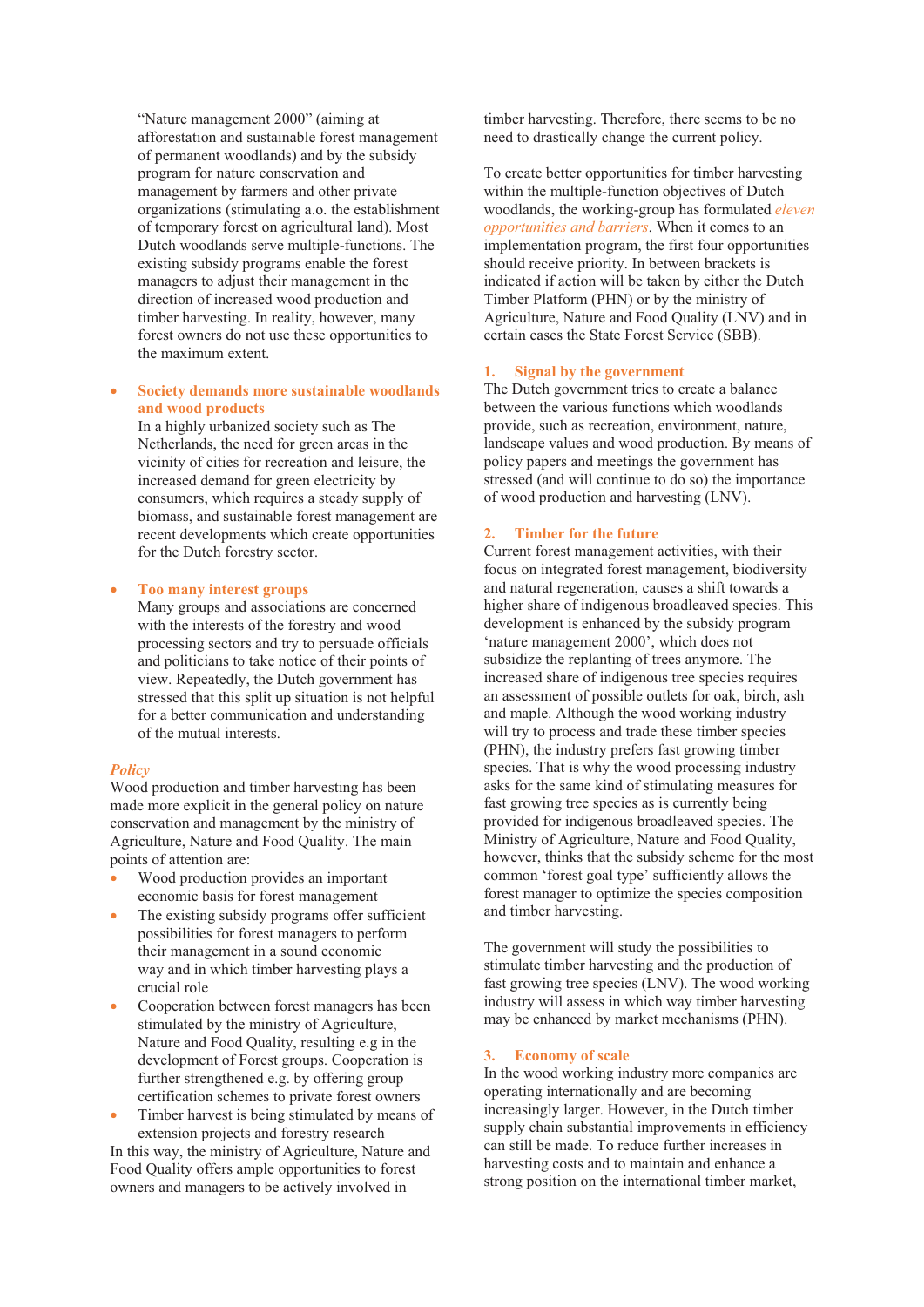"Nature management 2000" (aiming at afforestation and sustainable forest management of permanent woodlands) and by the subsidy program for nature conservation and management by farmers and other private organizations (stimulating a.o. the establishment of temporary forest on agricultural land). Most Dutch woodlands serve multiple-functions. The existing subsidy programs enable the forest managers to adjust their management in the direction of increased wood production and timber harvesting. In reality, however, many forest owners do not use these opportunities to the maximum extent.

- **Society demands more sustainable woodlands and wood products**
  In a highly urbanized society such as The Netherlands, the need for green areas in the vicinity of cities for recreation and leisure, the increased demand for green electricity by consumers, which requires a steady supply of biomass, and sustainable forest management are recent developments which create opportunities for the Dutch forestry sector.

- **Too many interest groups**
  Many groups and associations are concerned with the interests of the forestry and wood processing sectors and try to persuade officials and politicians to take notice of their points of view. Repeatedly, the Dutch government has stressed that this split up situation is not helpful for a better communication and understanding of the mutual interests.

### *Policy*

Wood production and timber harvesting has been made more explicit in the general policy on nature conservation and management by the ministry of Agriculture, Nature and Food Quality. The main points of attention are:

- Wood production provides an important economic basis for forest management
- The existing subsidy programs offer sufficient possibilities for forest managers to perform their management in a sound economic way and in which timber harvesting plays a crucial role
- Cooperation between forest managers has been stimulated by the ministry of Agriculture, Nature and Food Quality, resulting e.g in the development of Forest groups. Cooperation is further strengthened e.g. by offering group certification schemes to private forest owners
- Timber harvest is being stimulated by means of extension projects and forestry research

In this way, the ministry of Agriculture, Nature and Food Quality offers ample opportunities to forest owners and managers to be actively involved in timber harvesting. Therefore, there seems to be no need to drastically change the current policy.

To create better opportunities for timber harvesting within the multiple-function objectives of Dutch woodlands, the working-group has formulated *eleven opportunities and barriers*. When it comes to an implementation program, the first four opportunities should receive priority. In between brackets is indicated if action will be taken by either the Dutch Timber Platform (PHN) or by the ministry of Agriculture, Nature and Food Quality (LNV) and in certain cases the State Forest Service (SBB).

### 1. Signal by the government

The Dutch government tries to create a balance between the various functions which woodlands provide, such as recreation, environment, nature, landscape values and wood production. By means of policy papers and meetings the government has stressed (and will continue to do so) the importance of wood production and harvesting (LNV).

### 2. Timber for the future

Current forest management activities, with their focus on integrated forest management, biodiversity and natural regeneration, causes a shift towards a higher share of indigenous broadleaved species. This development is enhanced by the subsidy program 'nature management 2000', which does not subsidize the replanting of trees anymore. The increased share of indigenous tree species requires an assessment of possible outlets for oak, birch, ash and maple. Although the wood working industry will try to process and trade these timber species (PHN), the industry prefers fast growing timber species. That is why the wood processing industry asks for the same kind of stimulating measures for fast growing tree species as is currently being provided for indigenous broadleaved species. The Ministry of Agriculture, Nature and Food Quality, however, thinks that the subsidy scheme for the most common 'forest goal type' sufficiently allows the forest manager to optimize the species composition and timber harvesting.

The government will study the possibilities to stimulate timber harvesting and the production of fast growing tree species (LNV). The wood working industry will assess in which way timber harvesting may be enhanced by market mechanisms (PHN).

### 3. Economy of scale

In the wood working industry more companies are operating internationally and are becoming increasingly larger. However, in the Dutch timber supply chain substantial improvements in efficiency can still be made. To reduce further increases in harvesting costs and to maintain and enhance a strong position on the international timber market,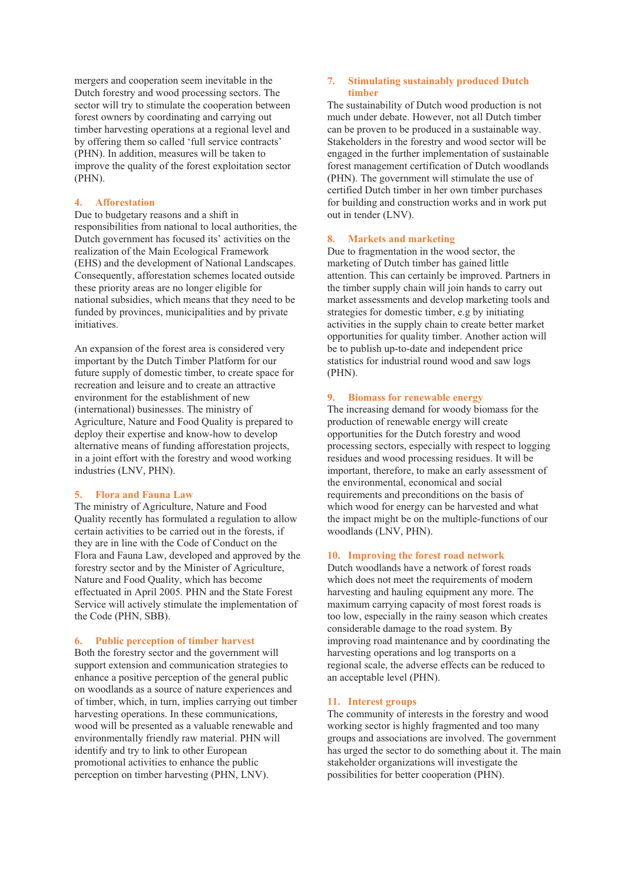mergers and cooperation seem inevitable in the Dutch forestry and wood processing sectors. The sector will try to stimulate the cooperation between forest owners by coordinating and carrying out timber harvesting operations at a regional level and by offering them so called 'full service contracts' (PHN). In addition, measures will be taken to improve the quality of the forest exploitation sector (PHN).

## 4. Afforestation

Due to budgetary reasons and a shift in responsibilities from national to local authorities, the Dutch government has focused its' activities on the realization of the Main Ecological Framework (EHS) and the development of National Landscapes. Consequently, afforestation schemes located outside these priority areas are no longer eligible for national subsidies, which means that they need to be funded by provinces, municipalities and by private initiatives.

An expansion of the forest area is considered very important by the Dutch Timber Platform for our future supply of domestic timber, to create space for recreation and leisure and to create an attractive environment for the establishment of new (international) businesses. The ministry of Agriculture, Nature and Food Quality is prepared to deploy their expertise and know-how to develop alternative means of funding afforestation projects, in a joint effort with the forestry and wood working industries (LNV, PHN).

## 5. Flora and Fauna Law

The ministry of Agriculture, Nature and Food Quality recently has formulated a regulation to allow certain activities to be carried out in the forests, if they are in line with the Code of Conduct on the Flora and Fauna Law, developed and approved by the forestry sector and by the Minister of Agriculture, Nature and Food Quality, which has become effectuated in April 2005. PHN and the State Forest Service will actively stimulate the implementation of the Code (PHN, SBB).

## 6. Public perception of timber harvest

Both the forestry sector and the government will support extension and communication strategies to enhance a positive perception of the general public on woodlands as a source of nature experiences and of timber, which, in turn, implies carrying out timber harvesting operations. In these communications, wood will be presented as a valuable renewable and environmentally friendly raw material. PHN will identify and try to link to other European promotional activities to enhance the public perception on timber harvesting (PHN, LNV).

## 7. Stimulating sustainably produced Dutch timber

The sustainability of Dutch wood production is not much under debate. However, not all Dutch timber can be proven to be produced in a sustainable way. Stakeholders in the forestry and wood sector will be engaged in the further implementation of sustainable forest management certification of Dutch woodlands (PHN). The government will stimulate the use of certified Dutch timber in her own timber purchases for building and construction works and in work put out in tender (LNV).

## 8. Markets and marketing

Due to fragmentation in the wood sector, the marketing of Dutch timber has gained little attention. This can certainly be improved. Partners in the timber supply chain will join hands to carry out market assessments and develop marketing tools and strategies for domestic timber, e.g by initiating activities in the supply chain to create better market opportunities for quality timber. Another action will be to publish up-to-date and independent price statistics for industrial round wood and saw logs (PHN).

## 9. Biomass for renewable energy

The increasing demand for woody biomass for the production of renewable energy will create opportunities for the Dutch forestry and wood processing sectors, especially with respect to logging residues and wood processing residues. It will be important, therefore, to make an early assessment of the environmental, economical and social requirements and preconditions on the basis of which wood for energy can be harvested and what the impact might be on the multiple-functions of our woodlands (LNV, PHN).

## 10. Improving the forest road network

Dutch woodlands have a network of forest roads which does not meet the requirements of modern harvesting and hauling equipment any more. The maximum carrying capacity of most forest roads is too low, especially in the rainy season which creates considerable damage to the road system. By improving road maintenance and by coordinating the harvesting operations and log transports on a regional scale, the adverse effects can be reduced to an acceptable level (PHN).

## 11. Interest groups

The community of interests in the forestry and wood working sector is highly fragmented and too many groups and associations are involved. The government has urged the sector to do something about it. The main stakeholder organizations will investigate the possibilities for better cooperation (PHN).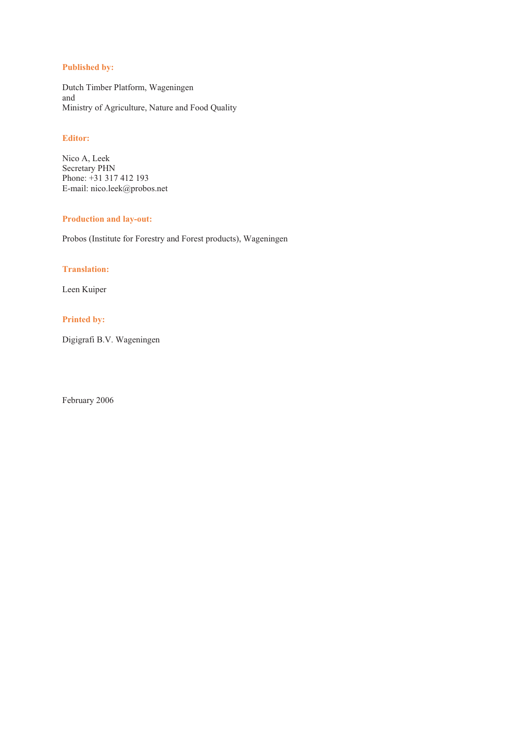**Published by:**

Dutch Timber Platform, Wageningen
and
Ministry of Agriculture, Nature and Food Quality

**Editor:**

Nico A, Leek
Secretary PHN
Phone: +31 317 412 193
E-mail: nico.leek@probos.net

**Production and lay-out:**

Probos (Institute for Forestry and Forest products), Wageningen

**Translation:**

Leen Kuiper

**Printed by:**

Digigrafi B.V. Wageningen

February 2006